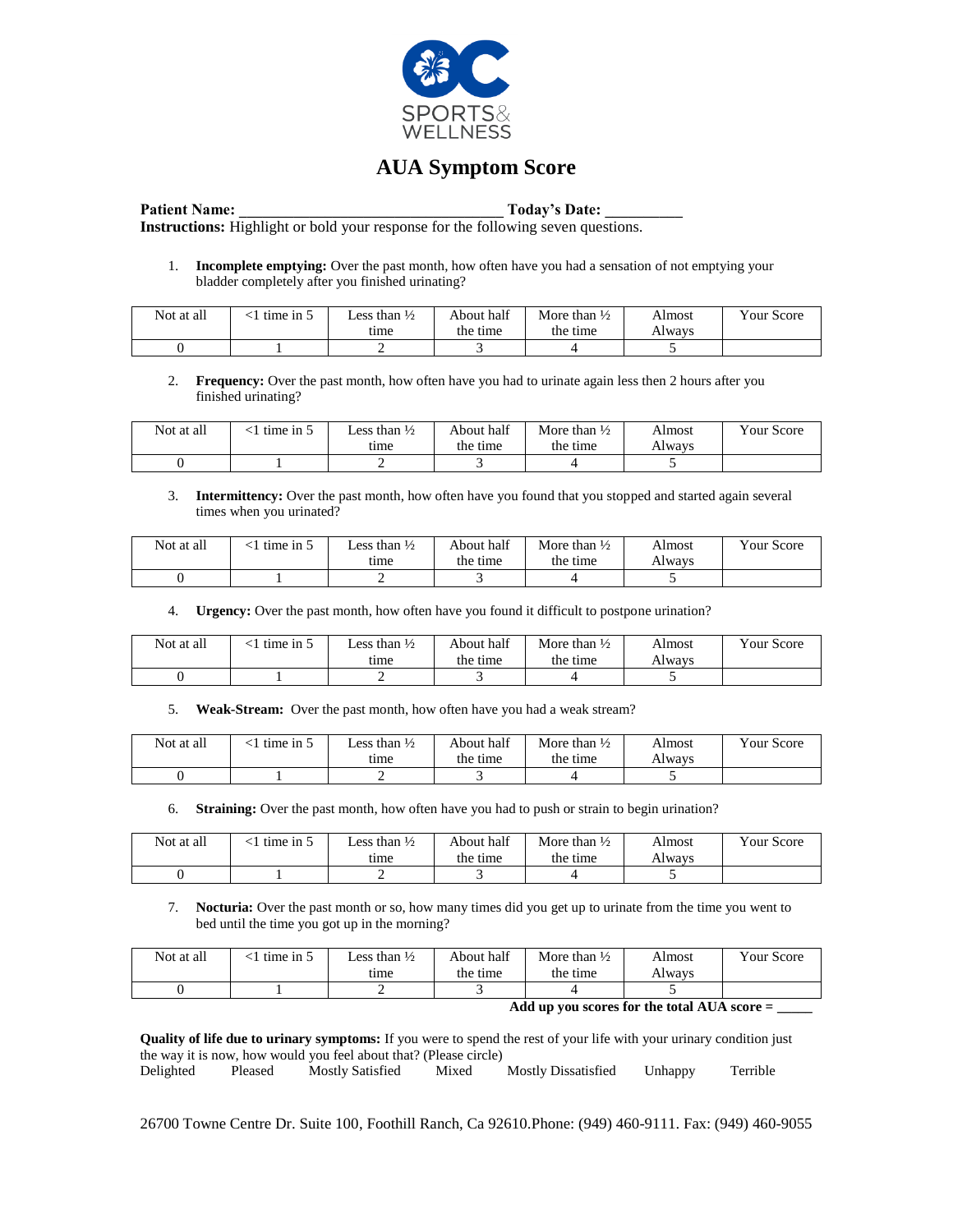SPORTS & WELLNESS

# AUA Symptom Score

**Patient Name:** ________________________________ **Today's Date:** __________

**Instructions:** Highlight or bold your response for the following seven questions.

1. **Incomplete emptying:** Over the past month, how often have you had a sensation of not emptying your bladder completely after you finished urinating?

| Not at all | <1 time in 5 | Less than ½ time | About half the time | More than ½ the time | Almost Always | Your Score |
|---|---|---|---|---|---|---|
| 0 | 1 | 2 | 3 | 4 | 5 | |

2. **Frequency:** Over the past month, how often have you had to urinate again less then 2 hours after you finished urinating?

| Not at all | <1 time in 5 | Less than ½ time | About half the time | More than ½ the time | Almost Always | Your Score |
|---|---|---|---|---|---|---|
| 0 | 1 | 2 | 3 | 4 | 5 | |

3. **Intermittency:** Over the past month, how often have you found that you stopped and started again several times when you urinated?

| Not at all | <1 time in 5 | Less than ½ time | About half the time | More than ½ the time | Almost Always | Your Score |
|---|---|---|---|---|---|---|
| 0 | 1 | 2 | 3 | 4 | 5 | |

4. **Urgency:** Over the past month, how often have you found it difficult to postpone urination?

| Not at all | <1 time in 5 | Less than ½ time | About half the time | More than ½ the time | Almost Always | Your Score |
|---|---|---|---|---|---|---|
| 0 | 1 | 2 | 3 | 4 | 5 | |

5. **Weak-Stream:** Over the past month, how often have you had a weak stream?

| Not at all | <1 time in 5 | Less than ½ time | About half the time | More than ½ the time | Almost Always | Your Score |
|---|---|---|---|---|---|---|
| 0 | 1 | 2 | 3 | 4 | 5 | |

6. **Straining:** Over the past month, how often have you had to push or strain to begin urination?

| Not at all | <1 time in 5 | Less than ½ time | About half the time | More than ½ the time | Almost Always | Your Score |
|---|---|---|---|---|---|---|
| 0 | 1 | 2 | 3 | 4 | 5 | |

7. **Nocturia:** Over the past month or so, how many times did you get up to urinate from the time you went to bed until the time you got up in the morning?

| Not at all | <1 time in 5 | Less than ½ time | About half the time | More than ½ the time | Almost Always | Your Score |
|---|---|---|---|---|---|---|
| 0 | 1 | 2 | 3 | 4 | 5 | |

**Add up you scores for the total AUA score =** _____

**Quality of life due to urinary symptoms:** If you were to spend the rest of your life with your urinary condition just the way it is now, how would you feel about that? (Please circle)

Delighted Pleased Mostly Satisfied Mixed Mostly Dissatisfied Unhappy Terrible

26700 Towne Centre Dr. Suite 100, Foothill Ranch, Ca 92610.Phone: (949) 460-9111. Fax: (949) 460-9055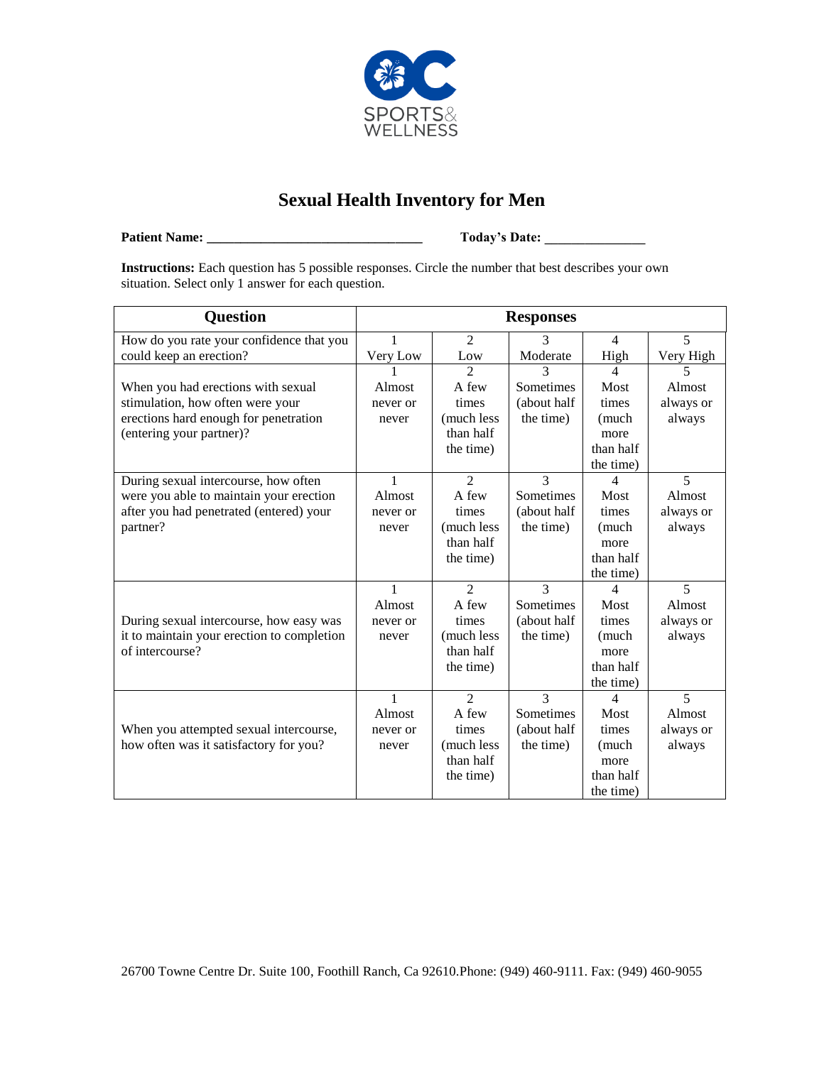# Sexual Health Inventory for Men

**Patient Name:** ________________________________ **Today's Date:** _______________

**Instructions:** Each question has 5 possible responses. Circle the number that best describes your own situation. Select only 1 answer for each question.

| Question | Responses | | | | |
|---|---|---|---|---|---|
| How do you rate your confidence that you could keep an erection? | 1 Very Low | 2 Low | 3 Moderate | 4 High | 5 Very High |
| When you had erections with sexual stimulation, how often were your erections hard enough for penetration (entering your partner)? | 1 Almost never or never | 2 A few times (much less than half the time) | 3 Sometimes (about half the time) | 4 Most times (much more than half the time) | 5 Almost always or always |
| During sexual intercourse, how often were you able to maintain your erection after you had penetrated (entered) your partner? | 1 Almost never or never | 2 A few times (much less than half the time) | 3 Sometimes (about half the time) | 4 Most times (much more than half the time) | 5 Almost always or always |
| During sexual intercourse, how easy was it to maintain your erection to completion of intercourse? | 1 Almost never or never | 2 A few times (much less than half the time) | 3 Sometimes (about half the time) | 4 Most times (much more than half the time) | 5 Almost always or always |
| When you attempted sexual intercourse, how often was it satisfactory for you? | 1 Almost never or never | 2 A few times (much less than half the time) | 3 Sometimes (about half the time) | 4 Most times (much more than half the time) | 5 Almost always or always |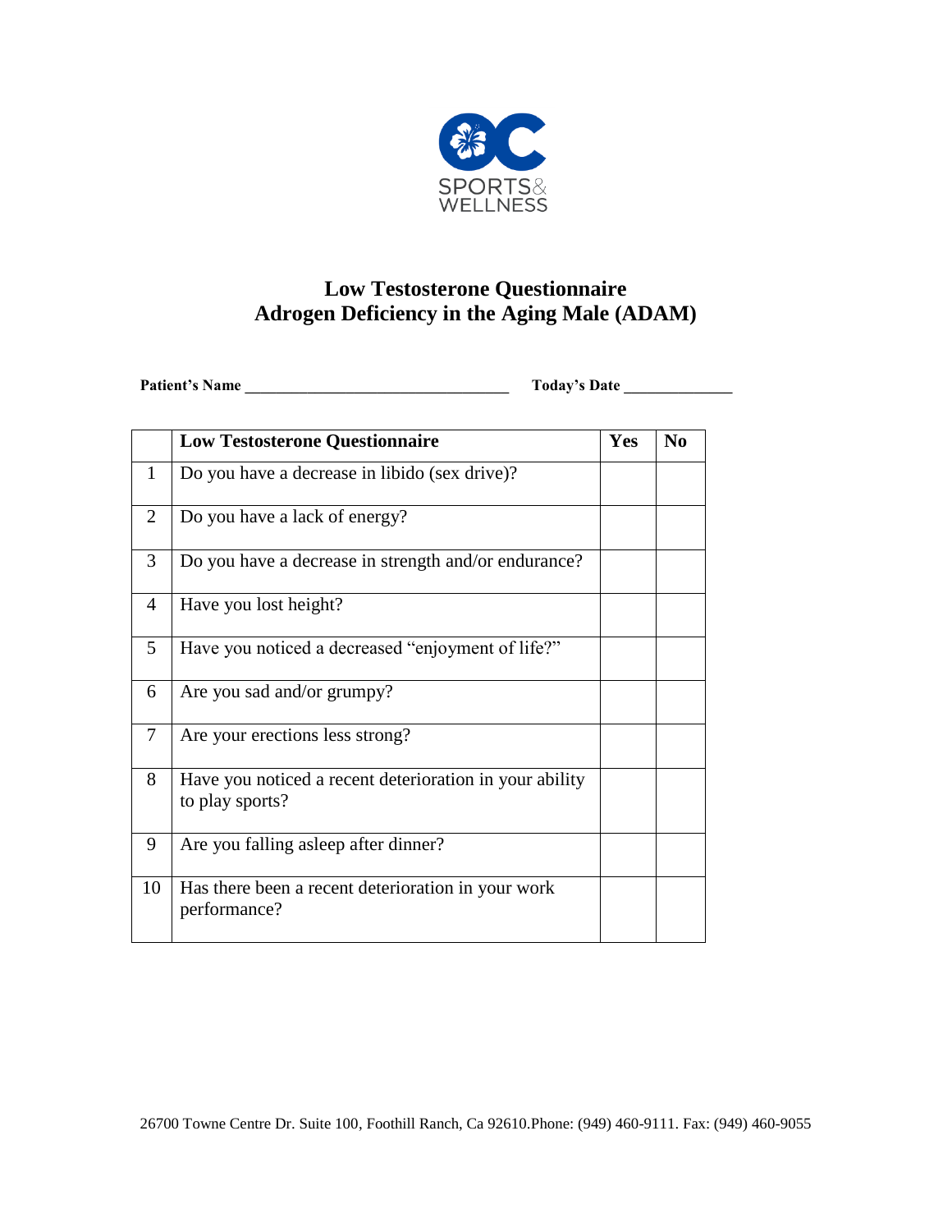SPORTS& WELLNESS

# Low Testosterone Questionnaire
# Adrogen Deficiency in the Aging Male (ADAM)

**Patient's Name** ________________________________ **Today's Date** ______________

| | Low Testosterone Questionnaire | Yes | No |
|---|---|---|---|
| 1 | Do you have a decrease in libido (sex drive)? | | |
| 2 | Do you have a lack of energy? | | |
| 3 | Do you have a decrease in strength and/or endurance? | | |
| 4 | Have you lost height? | | |
| 5 | Have you noticed a decreased "enjoyment of life?" | | |
| 6 | Are you sad and/or grumpy? | | |
| 7 | Are your erections less strong? | | |
| 8 | Have you noticed a recent deterioration in your ability to play sports? | | |
| 9 | Are you falling asleep after dinner? | | |
| 10 | Has there been a recent deterioration in your work performance? | | |

26700 Towne Centre Dr. Suite 100, Foothill Ranch, Ca 92610.Phone: (949) 460-9111. Fax: (949) 460-9055